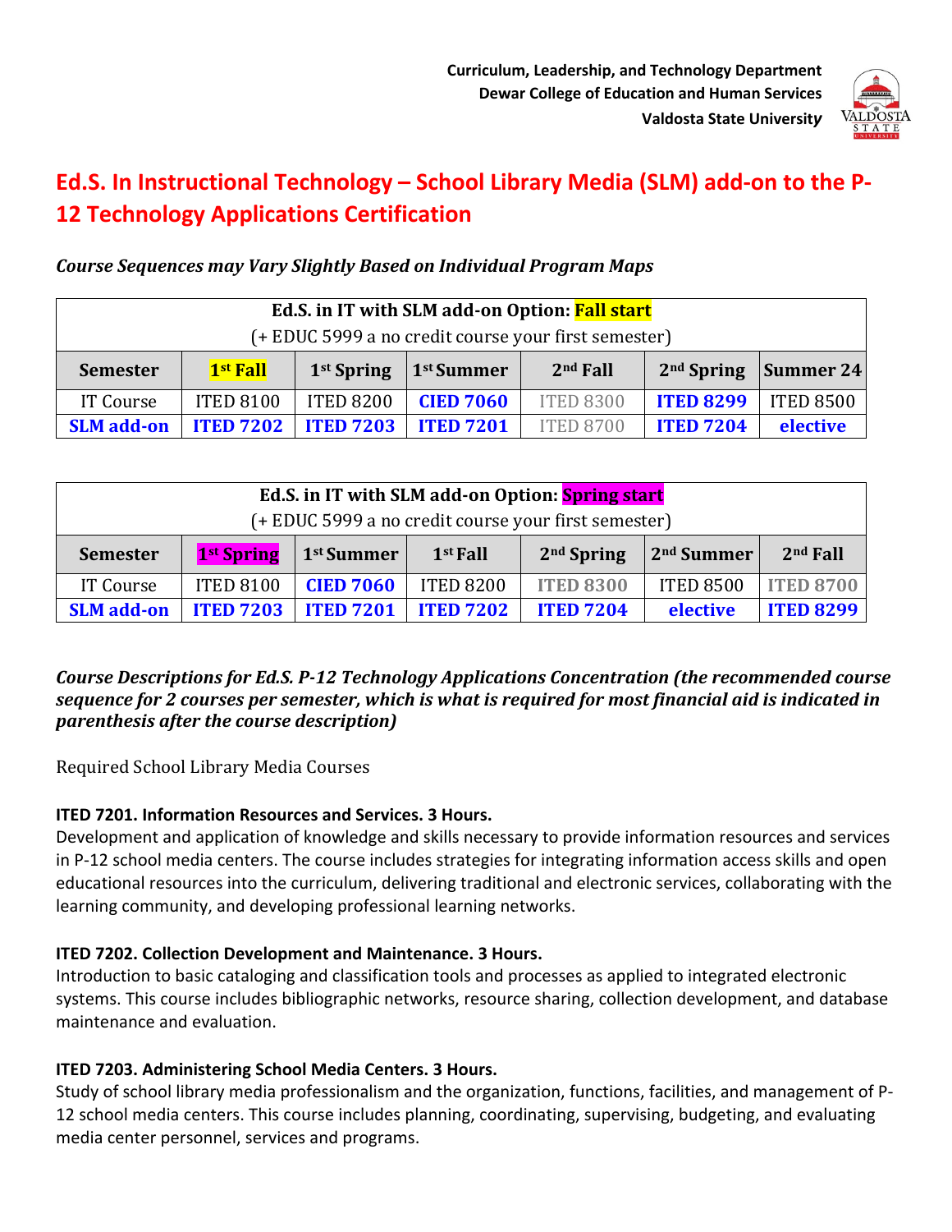**Curriculum, Leadership, and Technology Department**
**Dewar College of Education and Human Services**
**Valdosta State University**

# Ed.S. In Instructional Technology – School Library Media (SLM) add-on to the P-12 Technology Applications Certification

*Course Sequences may Vary Slightly Based on Individual Program Maps*

| **Ed.S. in IT with SLM add-on Option: Fall start** (+ EDUC 5999 a no credit course your first semester) | | | | | | |
|---|---|---|---|---|---|---|
| **Semester** | **1st Fall** | **1st Spring** | **1st Summer** | **2nd Fall** | **2nd Spring** | **Summer 24** |
| IT Course | ITED 8100 | ITED 8200 | **CIED 7060** | ITED 8300 | **ITED 8299** | ITED 8500 |
| **SLM add-on** | **ITED 7202** | **ITED 7203** | **ITED 7201** | ITED 8700 | **ITED 7204** | **elective** |

| **Ed.S. in IT with SLM add-on Option: Spring start** (+ EDUC 5999 a no credit course your first semester) | | | | | | |
|---|---|---|---|---|---|---|
| **Semester** | **1st Spring** | **1st Summer** | **1st Fall** | **2nd Spring** | **2nd Summer** | **2nd Fall** |
| IT Course | ITED 8100 | **CIED 7060** | ITED 8200 | **ITED 8300** | ITED 8500 | **ITED 8700** |
| **SLM add-on** | **ITED 7203** | **ITED 7201** | **ITED 7202** | **ITED 7204** | **elective** | **ITED 8299** |

***Course Descriptions for Ed.S. P-12 Technology Applications Concentration (the recommended course sequence for 2 courses per semester, which is what is required for most financial aid is indicated in parenthesis after the course description)***

Required School Library Media Courses

**ITED 7201. Information Resources and Services. 3 Hours.**
Development and application of knowledge and skills necessary to provide information resources and services in P-12 school media centers. The course includes strategies for integrating information access skills and open educational resources into the curriculum, delivering traditional and electronic services, collaborating with the learning community, and developing professional learning networks.

**ITED 7202. Collection Development and Maintenance. 3 Hours.**
Introduction to basic cataloging and classification tools and processes as applied to integrated electronic systems. This course includes bibliographic networks, resource sharing, collection development, and database maintenance and evaluation.

**ITED 7203. Administering School Media Centers. 3 Hours.**
Study of school library media professionalism and the organization, functions, facilities, and management of P-12 school media centers. This course includes planning, coordinating, supervising, budgeting, and evaluating media center personnel, services and programs.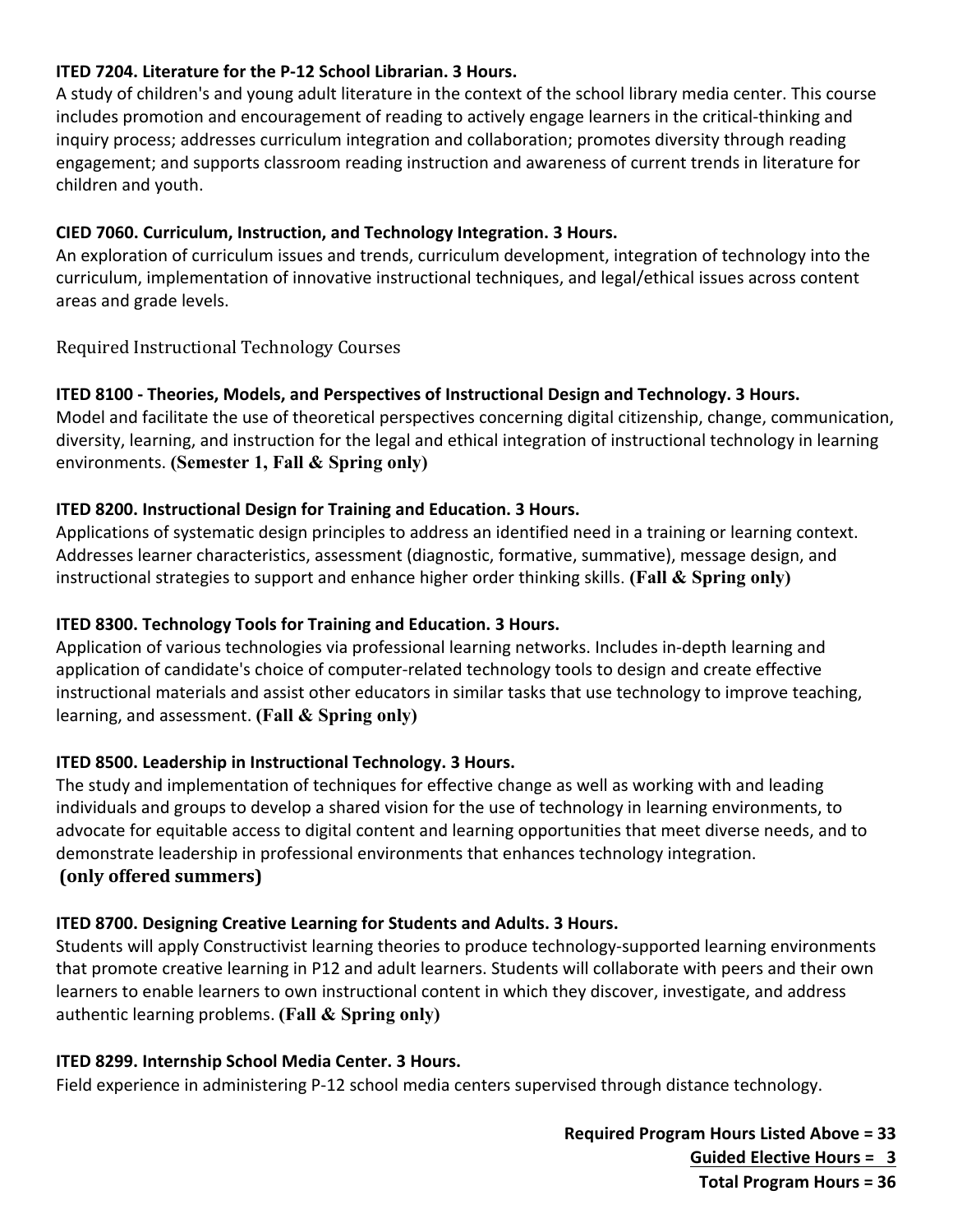**ITED 7204. Literature for the P-12 School Librarian. 3 Hours.**
A study of children's and young adult literature in the context of the school library media center. This course includes promotion and encouragement of reading to actively engage learners in the critical-thinking and inquiry process; addresses curriculum integration and collaboration; promotes diversity through reading engagement; and supports classroom reading instruction and awareness of current trends in literature for children and youth.

**CIED 7060. Curriculum, Instruction, and Technology Integration. 3 Hours.**
An exploration of curriculum issues and trends, curriculum development, integration of technology into the curriculum, implementation of innovative instructional techniques, and legal/ethical issues across content areas and grade levels.

## Required Instructional Technology Courses

**ITED 8100 - Theories, Models, and Perspectives of Instructional Design and Technology. 3 Hours.**
Model and facilitate the use of theoretical perspectives concerning digital citizenship, change, communication, diversity, learning, and instruction for the legal and ethical integration of instructional technology in learning environments. **(Semester 1, Fall & Spring only)**

**ITED 8200. Instructional Design for Training and Education. 3 Hours.**
Applications of systematic design principles to address an identified need in a training or learning context. Addresses learner characteristics, assessment (diagnostic, formative, summative), message design, and instructional strategies to support and enhance higher order thinking skills. **(Fall & Spring only)**

**ITED 8300. Technology Tools for Training and Education. 3 Hours.**
Application of various technologies via professional learning networks. Includes in-depth learning and application of candidate's choice of computer-related technology tools to design and create effective instructional materials and assist other educators in similar tasks that use technology to improve teaching, learning, and assessment. **(Fall & Spring only)**

**ITED 8500. Leadership in Instructional Technology. 3 Hours.**
The study and implementation of techniques for effective change as well as working with and leading individuals and groups to develop a shared vision for the use of technology in learning environments, to advocate for equitable access to digital content and learning opportunities that meet diverse needs, and to demonstrate leadership in professional environments that enhances technology integration.
**(only offered summers)**

**ITED 8700. Designing Creative Learning for Students and Adults. 3 Hours.**
Students will apply Constructivist learning theories to produce technology-supported learning environments that promote creative learning in P12 and adult learners. Students will collaborate with peers and their own learners to enable learners to own instructional content in which they discover, investigate, and address authentic learning problems. **(Fall & Spring only)**

**ITED 8299. Internship School Media Center. 3 Hours.**
Field experience in administering P-12 school media centers supervised through distance technology.

**Required Program Hours Listed Above = 33**
**Guided Elective Hours = 3**
**Total Program Hours = 36**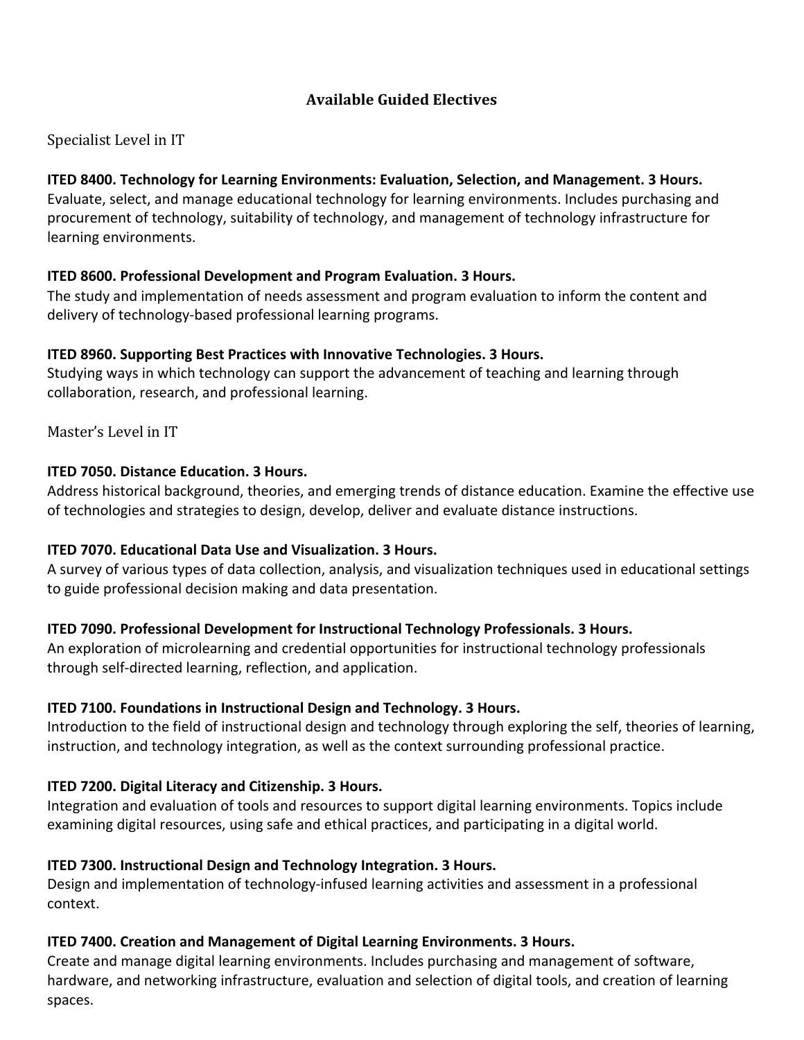## Available Guided Electives

### Specialist Level in IT

**ITED 8400. Technology for Learning Environments: Evaluation, Selection, and Management. 3 Hours.**
Evaluate, select, and manage educational technology for learning environments. Includes purchasing and procurement of technology, suitability of technology, and management of technology infrastructure for learning environments.

**ITED 8600. Professional Development and Program Evaluation. 3 Hours.**
The study and implementation of needs assessment and program evaluation to inform the content and delivery of technology-based professional learning programs.

**ITED 8960. Supporting Best Practices with Innovative Technologies. 3 Hours.**
Studying ways in which technology can support the advancement of teaching and learning through collaboration, research, and professional learning.

### Master's Level in IT

**ITED 7050. Distance Education. 3 Hours.**
Address historical background, theories, and emerging trends of distance education. Examine the effective use of technologies and strategies to design, develop, deliver and evaluate distance instructions.

**ITED 7070. Educational Data Use and Visualization. 3 Hours.**
A survey of various types of data collection, analysis, and visualization techniques used in educational settings to guide professional decision making and data presentation.

**ITED 7090. Professional Development for Instructional Technology Professionals. 3 Hours.**
An exploration of microlearning and credential opportunities for instructional technology professionals through self-directed learning, reflection, and application.

**ITED 7100. Foundations in Instructional Design and Technology. 3 Hours.**
Introduction to the field of instructional design and technology through exploring the self, theories of learning, instruction, and technology integration, as well as the context surrounding professional practice.

**ITED 7200. Digital Literacy and Citizenship. 3 Hours.**
Integration and evaluation of tools and resources to support digital learning environments. Topics include examining digital resources, using safe and ethical practices, and participating in a digital world.

**ITED 7300. Instructional Design and Technology Integration. 3 Hours.**
Design and implementation of technology-infused learning activities and assessment in a professional context.

**ITED 7400. Creation and Management of Digital Learning Environments. 3 Hours.**
Create and manage digital learning environments. Includes purchasing and management of software, hardware, and networking infrastructure, evaluation and selection of digital tools, and creation of learning spaces.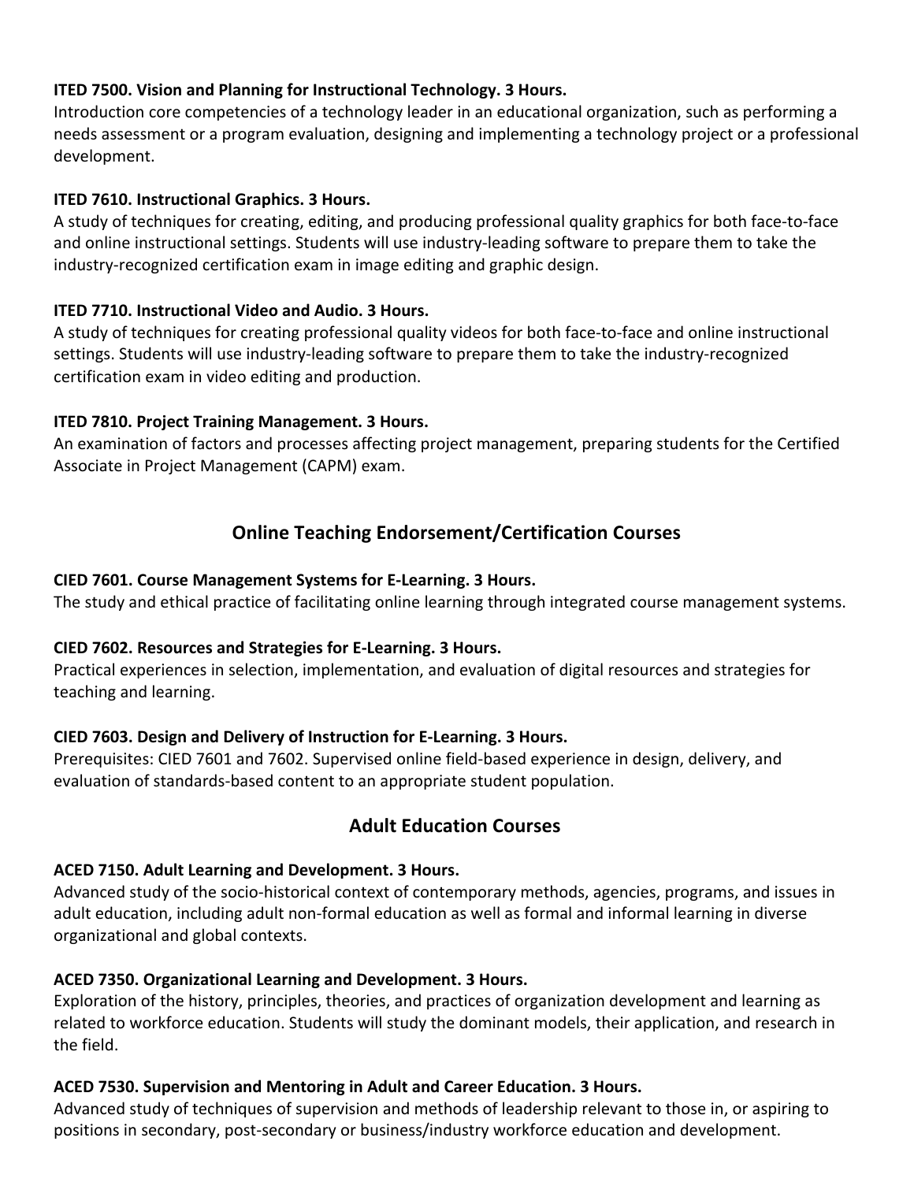**ITED 7500. Vision and Planning for Instructional Technology. 3 Hours.**
Introduction core competencies of a technology leader in an educational organization, such as performing a needs assessment or a program evaluation, designing and implementing a technology project or a professional development.

**ITED 7610. Instructional Graphics. 3 Hours.**
A study of techniques for creating, editing, and producing professional quality graphics for both face-to-face and online instructional settings. Students will use industry-leading software to prepare them to take the industry-recognized certification exam in image editing and graphic design.

**ITED 7710. Instructional Video and Audio. 3 Hours.**
A study of techniques for creating professional quality videos for both face-to-face and online instructional settings. Students will use industry-leading software to prepare them to take the industry-recognized certification exam in video editing and production.

**ITED 7810. Project Training Management. 3 Hours.**
An examination of factors and processes affecting project management, preparing students for the Certified Associate in Project Management (CAPM) exam.

## Online Teaching Endorsement/Certification Courses

**CIED 7601. Course Management Systems for E-Learning. 3 Hours.**
The study and ethical practice of facilitating online learning through integrated course management systems.

**CIED 7602. Resources and Strategies for E-Learning. 3 Hours.**
Practical experiences in selection, implementation, and evaluation of digital resources and strategies for teaching and learning.

**CIED 7603. Design and Delivery of Instruction for E-Learning. 3 Hours.**
Prerequisites: CIED 7601 and 7602. Supervised online field-based experience in design, delivery, and evaluation of standards-based content to an appropriate student population.

## Adult Education Courses

**ACED 7150. Adult Learning and Development. 3 Hours.**
Advanced study of the socio-historical context of contemporary methods, agencies, programs, and issues in adult education, including adult non-formal education as well as formal and informal learning in diverse organizational and global contexts.

**ACED 7350. Organizational Learning and Development. 3 Hours.**
Exploration of the history, principles, theories, and practices of organization development and learning as related to workforce education. Students will study the dominant models, their application, and research in the field.

**ACED 7530. Supervision and Mentoring in Adult and Career Education. 3 Hours.**
Advanced study of techniques of supervision and methods of leadership relevant to those in, or aspiring to positions in secondary, post-secondary or business/industry workforce education and development.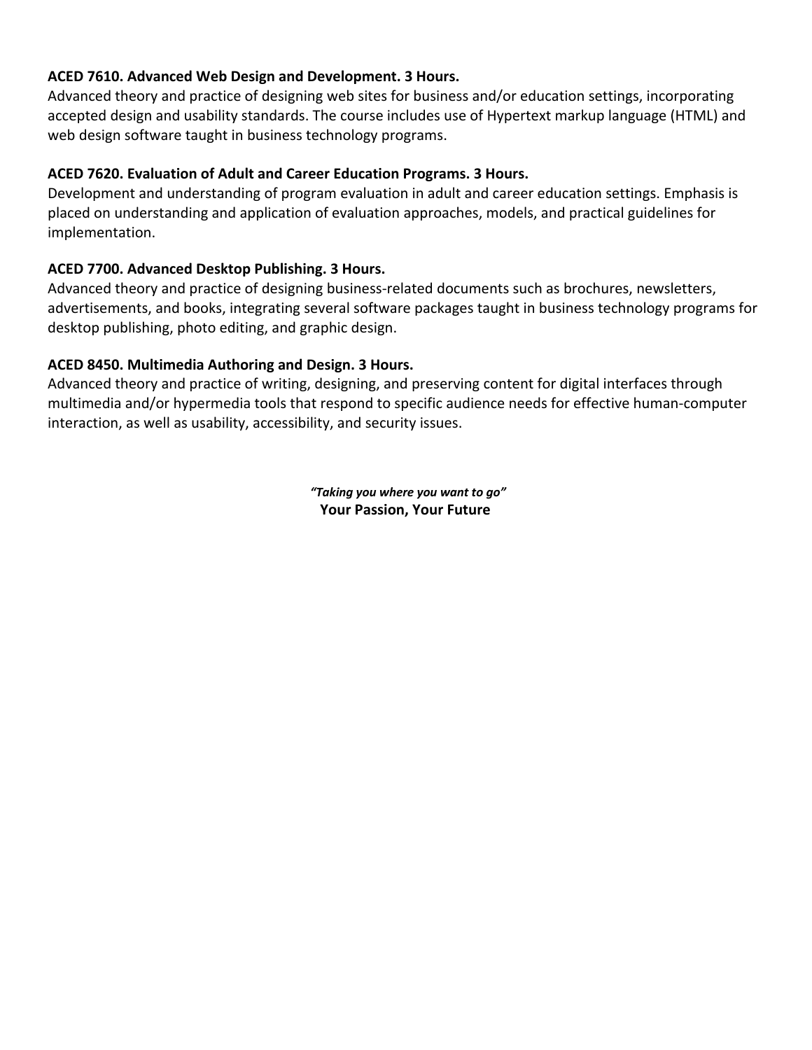**ACED 7610. Advanced Web Design and Development. 3 Hours.**
Advanced theory and practice of designing web sites for business and/or education settings, incorporating accepted design and usability standards. The course includes use of Hypertext markup language (HTML) and web design software taught in business technology programs.

**ACED 7620. Evaluation of Adult and Career Education Programs. 3 Hours.**
Development and understanding of program evaluation in adult and career education settings. Emphasis is placed on understanding and application of evaluation approaches, models, and practical guidelines for implementation.

**ACED 7700. Advanced Desktop Publishing. 3 Hours.**
Advanced theory and practice of designing business-related documents such as brochures, newsletters, advertisements, and books, integrating several software packages taught in business technology programs for desktop publishing, photo editing, and graphic design.

**ACED 8450. Multimedia Authoring and Design. 3 Hours.**
Advanced theory and practice of writing, designing, and preserving content for digital interfaces through multimedia and/or hypermedia tools that respond to specific audience needs for effective human-computer interaction, as well as usability, accessibility, and security issues.

***"Taking you where you want to go"***
**Your Passion, Your Future**